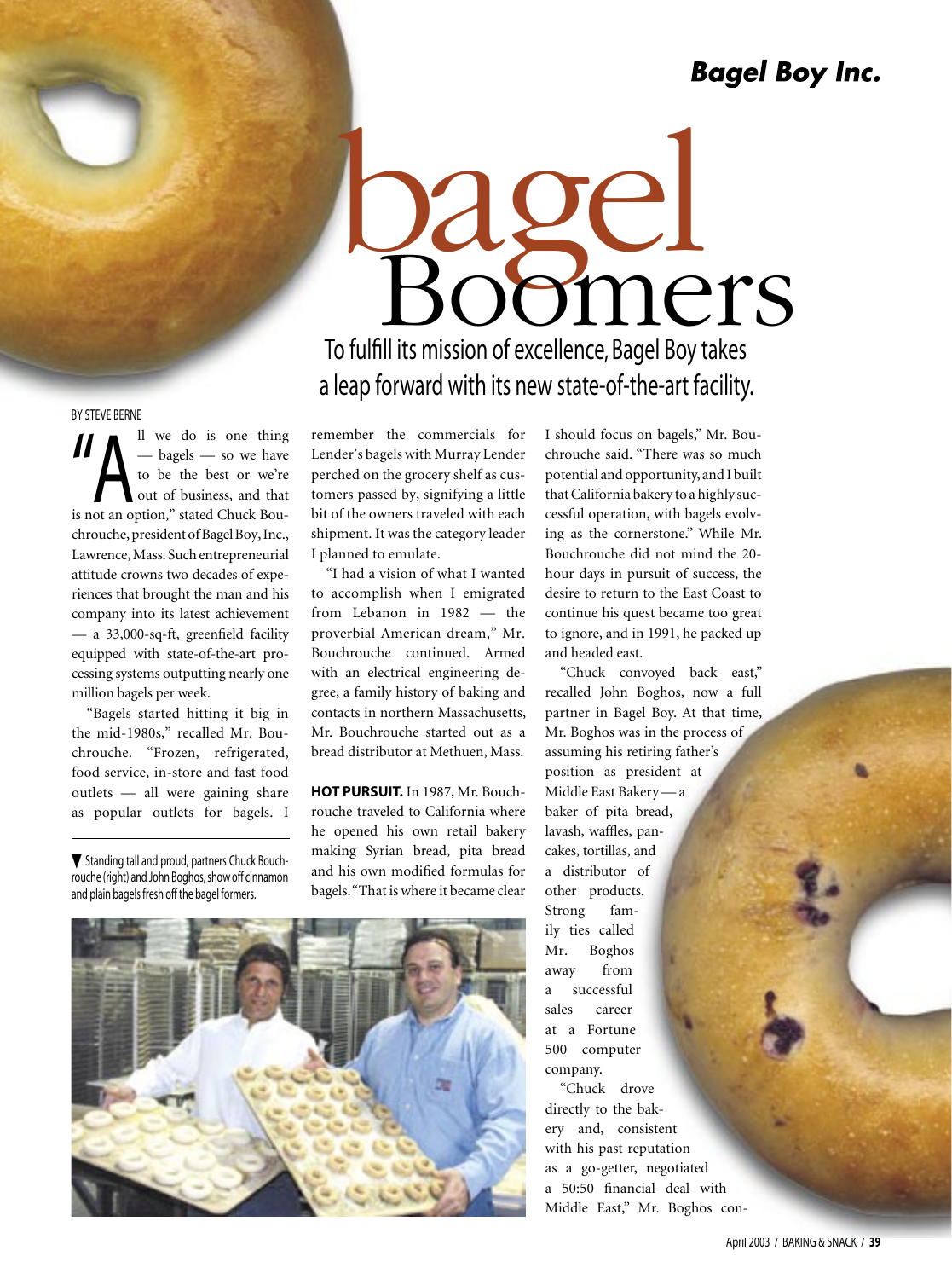# Bagel Boy Inc.

# bagel Boomers

## To fulfill its mission of excellence, Bagel Boy takes a leap forward with its new state-of-the-art facility.

BY STEVE BERNE

"All we do is one thing — bagels — so we have to be the best or we're out of business, and that is not an option," stated Chuck Bouchrouche, president of Bagel Boy, Inc., Lawrence, Mass. Such entrepreneurial attitude crowns two decades of experiences that brought the man and his company into its latest achievement — a 33,000-sq-ft, greenfield facility equipped with state-of-the-art processing systems outputting nearly one million bagels per week.

"Bagels started hitting it big in the mid-1980s," recalled Mr. Bouchrouche. "Frozen, refrigerated, food service, in-store and fast food outlets — all were gaining share as popular outlets for bagels. I remember the commercials for Lender's bagels with Murray Lender perched on the grocery shelf as customers passed by, signifying a little bit of the owners traveled with each shipment. It was the category leader I planned to emulate.

"I had a vision of what I wanted to accomplish when I emigrated from Lebanon in 1982 — the proverbial American dream," Mr. Bouchrouche continued. Armed with an electrical engineering degree, a family history of baking and contacts in northern Massachusetts, Mr. Bouchrouche started out as a bread distributor at Methuen, Mass.

**HOT PURSUIT.** In 1987, Mr. Bouchrouche traveled to California where he opened his own retail bakery making Syrian bread, pita bread and his own modified formulas for bagels. "That is where it became clear I should focus on bagels," Mr. Bouchrouche said. "There was so much potential and opportunity, and I built that California bakery to a highly successful operation, with bagels evolving as the cornerstone." While Mr. Bouchrouche did not mind the 20-hour days in pursuit of success, the desire to return to the East Coast to continue his quest became too great to ignore, and in 1991, he packed up and headed east.

"Chuck convoyed back east," recalled John Boghos, now a full partner in Bagel Boy. At that time, Mr. Boghos was in the process of assuming his retiring father's position as president at Middle East Bakery — a baker of pita bread, lavash, waffles, pancakes, tortillas, and a distributor of other products. Strong family ties called Mr. Boghos away from a successful sales career at a Fortune 500 computer company.

"Chuck drove directly to the bakery and, consistent with his past reputation as a go-getter, negotiated a 50:50 financial deal with Middle East," Mr. Boghos con-

▼ Standing tall and proud, partners Chuck Bouchrouche (right) and John Boghos, show off cinnamon and plain bagels fresh off the bagel formers.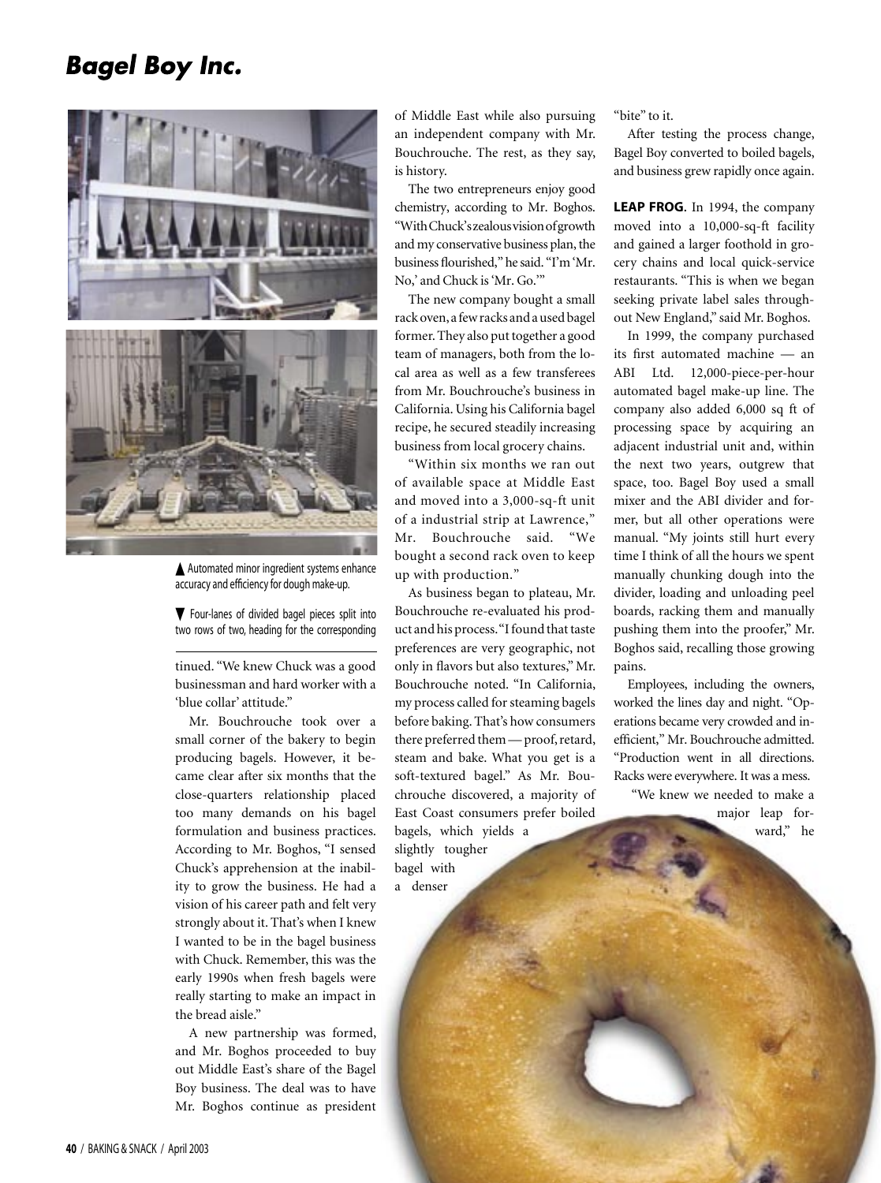▲ Automated minor ingredient systems enhance accuracy and efficiency for dough make-up.

▼ Four-lanes of divided bagel pieces split into two rows of two, heading for the corresponding

tinued. "We knew Chuck was a good businessman and hard worker with a 'blue collar' attitude."

Mr. Bouchrouche took over a small corner of the bakery to begin producing bagels. However, it became clear after six months that the close-quarters relationship placed too many demands on his bagel formulation and business practices. According to Mr. Boghos, "I sensed Chuck's apprehension at the inability to grow the business. He had a vision of his career path and felt very strongly about it. That's when I knew I wanted to be in the bagel business with Chuck. Remember, this was the early 1990s when fresh bagels were really starting to make an impact in the bread aisle."

A new partnership was formed, and Mr. Boghos proceeded to buy out Middle East's share of the Bagel Boy business. The deal was to have Mr. Boghos continue as president of Middle East while also pursuing an independent company with Mr. Bouchrouche. The rest, as they say, is history.

The two entrepreneurs enjoy good chemistry, according to Mr. Boghos. "With Chuck's zealous vision of growth and my conservative business plan, the business flourished," he said. "I'm 'Mr. No,' and Chuck is 'Mr. Go.'"

The new company bought a small rack oven, a few racks and a used bagel former. They also put together a good team of managers, both from the local area as well as a few transferees from Mr. Bouchrouche's business in California. Using his California bagel recipe, he secured steadily increasing business from local grocery chains.

"Within six months we ran out of available space at Middle East and moved into a 3,000-sq-ft unit of a industrial strip at Lawrence," Mr. Bouchrouche said. "We bought a second rack oven to keep up with production."

As business began to plateau, Mr. Bouchrouche re-evaluated his product and his process. "I found that taste preferences are very geographic, not only in flavors but also textures," Mr. Bouchrouche noted. "In California, my process called for steaming bagels before baking. That's how consumers there preferred them — proof, retard, steam and bake. What you get is a soft-textured bagel." As Mr. Bouchrouche discovered, a majority of East Coast consumers prefer boiled bagels, which yields a slightly tougher bagel with a denser "bite" to it.

After testing the process change, Bagel Boy converted to boiled bagels, and business grew rapidly once again.

**LEAP FROG.** In 1994, the company moved into a 10,000-sq-ft facility and gained a larger foothold in grocery chains and local quick-service restaurants. "This is when we began seeking private label sales throughout New England," said Mr. Boghos.

In 1999, the company purchased its first automated machine — an ABI Ltd. 12,000-piece-per-hour automated bagel make-up line. The company also added 6,000 sq ft of processing space by acquiring an adjacent industrial unit and, within the next two years, outgrew that space, too. Bagel Boy used a small mixer and the ABI divider and former, but all other operations were manual. "My joints still hurt every time I think of all the hours we spent manually chunking dough into the divider, loading and unloading peel boards, racking them and manually pushing them into the proofer," Mr. Boghos said, recalling those growing pains.

Employees, including the owners, worked the lines day and night. "Operations became very crowded and inefficient," Mr. Bouchrouche admitted. "Production went in all directions. Racks were everywhere. It was a mess.

"We knew we needed to make a major leap forward," he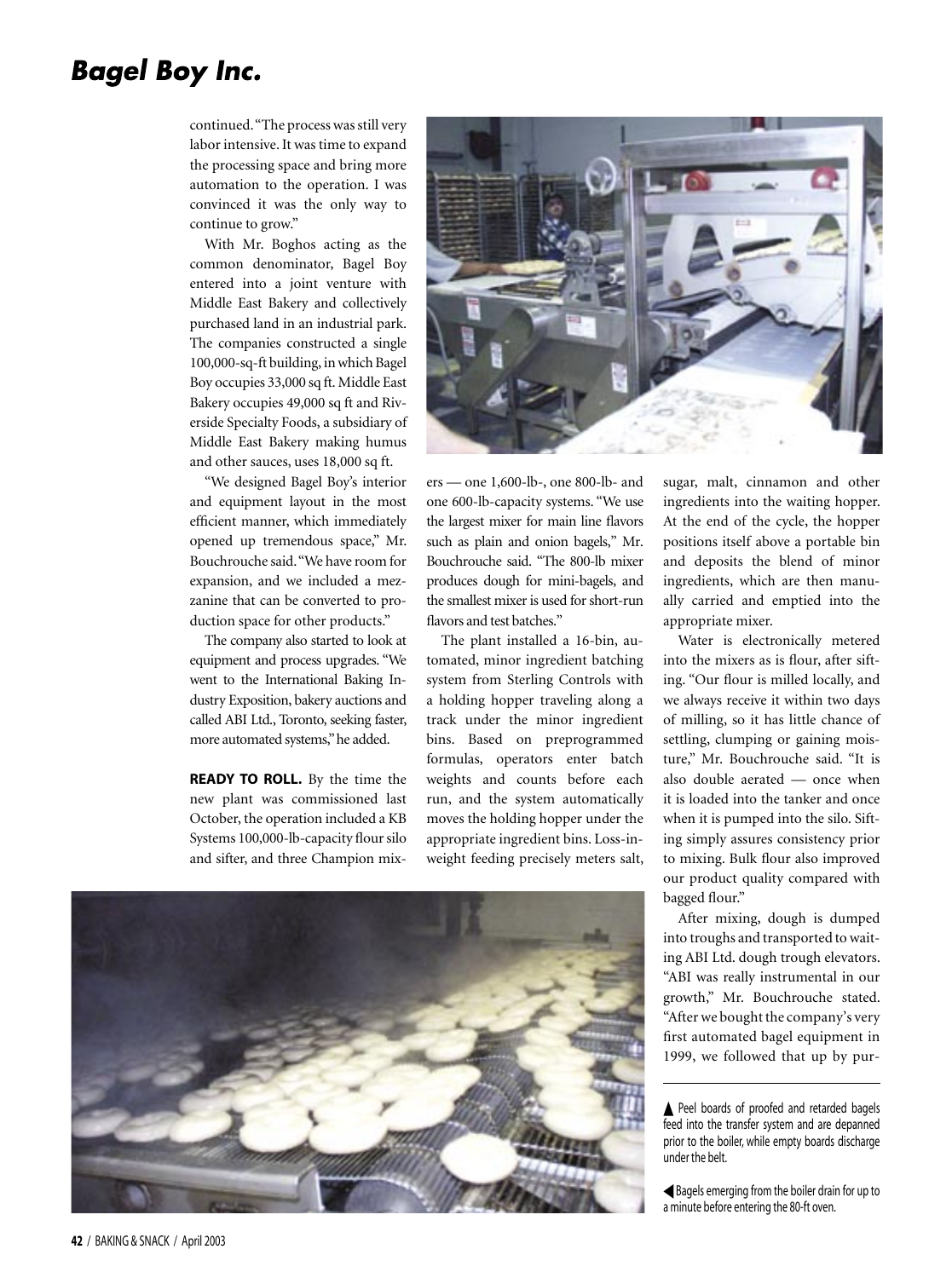continued. "The process was still very labor intensive. It was time to expand the processing space and bring more automation to the operation. I was convinced it was the only way to continue to grow."

With Mr. Boghos acting as the common denominator, Bagel Boy entered into a joint venture with Middle East Bakery and collectively purchased land in an industrial park. The companies constructed a single 100,000-sq-ft building, in which Bagel Boy occupies 33,000 sq ft. Middle East Bakery occupies 49,000 sq ft and Riverside Specialty Foods, a subsidiary of Middle East Bakery making humus and other sauces, uses 18,000 sq ft.

"We designed Bagel Boy's interior and equipment layout in the most efficient manner, which immediately opened up tremendous space," Mr. Bouchrouche said. "We have room for expansion, and we included a mezzanine that can be converted to production space for other products."

The company also started to look at equipment and process upgrades. "We went to the International Baking Industry Exposition, bakery auctions and called ABI Ltd., Toronto, seeking faster, more automated systems," he added.

**READY TO ROLL.** By the time the new plant was commissioned last October, the operation included a KB Systems 100,000-lb-capacity flour silo and sifter, and three Champion mixers — one 1,600-lb-, one 800-lb- and one 600-lb-capacity systems. "We use the largest mixer for main line flavors such as plain and onion bagels," Mr. Bouchrouche said. "The 800-lb mixer produces dough for mini-bagels, and the smallest mixer is used for short-run flavors and test batches."

The plant installed a 16-bin, automated, minor ingredient batching system from Sterling Controls with a holding hopper traveling along a track under the minor ingredient bins. Based on preprogrammed formulas, operators enter batch weights and counts before each run, and the system automatically moves the holding hopper under the appropriate ingredient bins. Loss-in-weight feeding precisely meters salt, sugar, malt, cinnamon and other ingredients into the waiting hopper. At the end of the cycle, the hopper positions itself above a portable bin and deposits the blend of minor ingredients, which are then manually carried and emptied into the appropriate mixer.

Water is electronically metered into the mixers as is flour, after sifting. "Our flour is milled locally, and we always receive it within two days of milling, so it has little chance of settling, clumping or gaining moisture," Mr. Bouchrouche said. "It is also double aerated — once when it is loaded into the tanker and once when it is pumped into the silo. Sifting simply assures consistency prior to mixing. Bulk flour also improved our product quality compared with bagged flour."

After mixing, dough is dumped into troughs and transported to waiting ABI Ltd. dough trough elevators. "ABI was really instrumental in our growth," Mr. Bouchrouche stated. "After we bought the company's very first automated bagel equipment in 1999, we followed that up by pur-

▲ Peel boards of proofed and retarded bagels feed into the transfer system and are depanned prior to the boiler, while empty boards discharge under the belt.

◀ Bagels emerging from the boiler drain for up to a minute before entering the 80-ft oven.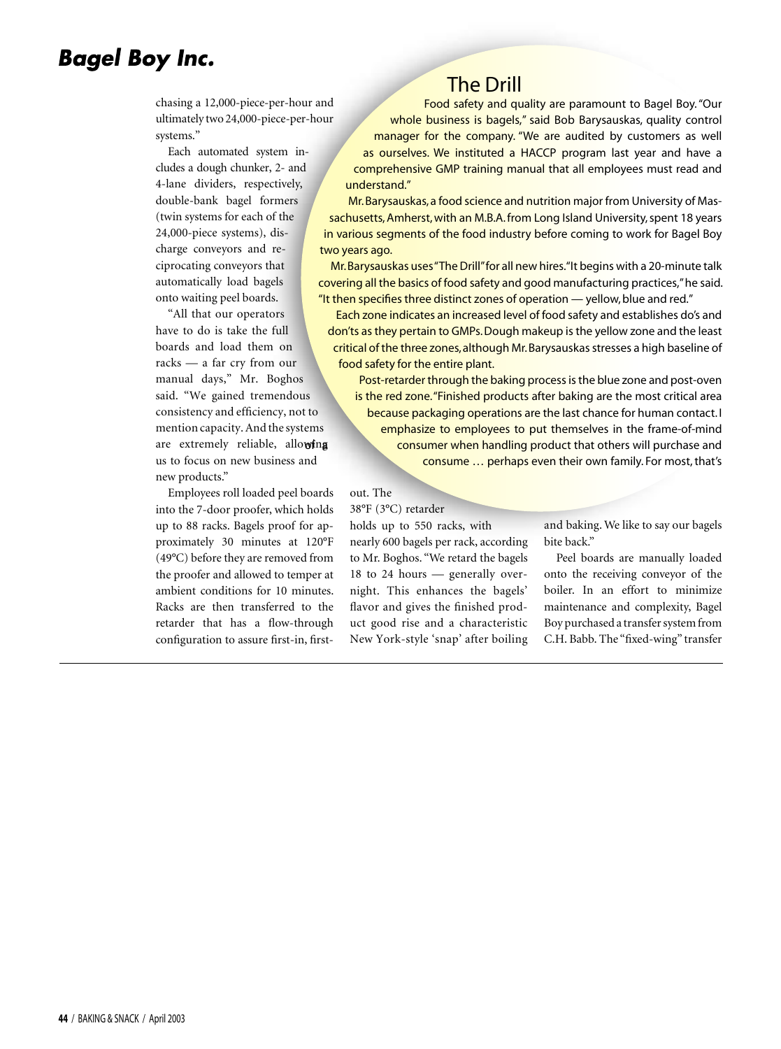chasing a 12,000-piece-per-hour and ultimately two 24,000-piece-per-hour systems."

Each automated system includes a dough chunker, 2- and 4-lane dividers, respectively, double-bank bagel formers (twin systems for each of the 24,000-piece systems), discharge conveyors and reciprocating conveyors that automatically load bagels onto waiting peel boards.

"All that our operators have to do is take the full boards and load them on racks — a far cry from our manual days," Mr. Boghos said. "We gained tremendous consistency and efficiency, not to mention capacity. And the systems are extremely reliable, allowing us to focus on new business and new products."

Employees roll loaded peel boards into the 7-door proofer, which holds up to 88 racks. Bagels proof for approximately 30 minutes at 120°F (49°C) before they are removed from the proofer and allowed to temper at ambient conditions for 10 minutes. Racks are then transferred to the retarder that has a flow-through configuration to assure first-in, first-out. The 38°F (3°C) retarder holds up to 550 racks, with nearly 600 bagels per rack, according to Mr. Boghos. "We retard the bagels 18 to 24 hours — generally overnight. This enhances the bagels' flavor and gives the finished product good rise and a characteristic New York-style 'snap' after boiling and baking. We like to say our bagels bite back."

Peel boards are manually loaded onto the receiving conveyor of the boiler. In an effort to minimize maintenance and complexity, Bagel Boy purchased a transfer system from C.H. Babb. The "fixed-wing" transfer

## The Drill

Food safety and quality are paramount to Bagel Boy. "Our whole business is bagels," said Bob Barysauskas, quality control manager for the company. "We are audited by customers as well as ourselves. We instituted a HACCP program last year and have a comprehensive GMP training manual that all employees must read and understand."

Mr. Barysauskas, a food science and nutrition major from University of Massachusetts, Amherst, with an M.B.A. from Long Island University, spent 18 years in various segments of the food industry before coming to work for Bagel Boy two years ago.

Mr. Barysauskas uses "The Drill" for all new hires. "It begins with a 20-minute talk covering all the basics of food safety and good manufacturing practices," he said. "It then specifies three distinct zones of operation — yellow, blue and red."

Each zone indicates an increased level of food safety and establishes do's and don'ts as they pertain to GMPs. Dough makeup is the yellow zone and the least critical of the three zones, although Mr. Barysauskas stresses a high baseline of food safety for the entire plant.

Post-retarder through the baking process is the blue zone and post-oven is the red zone. "Finished products after baking are the most critical area because packaging operations are the last chance for human contact. I emphasize to employees to put themselves in the frame-of-mind of a consumer when handling product that others will purchase and consume … perhaps even their own family. For most, that's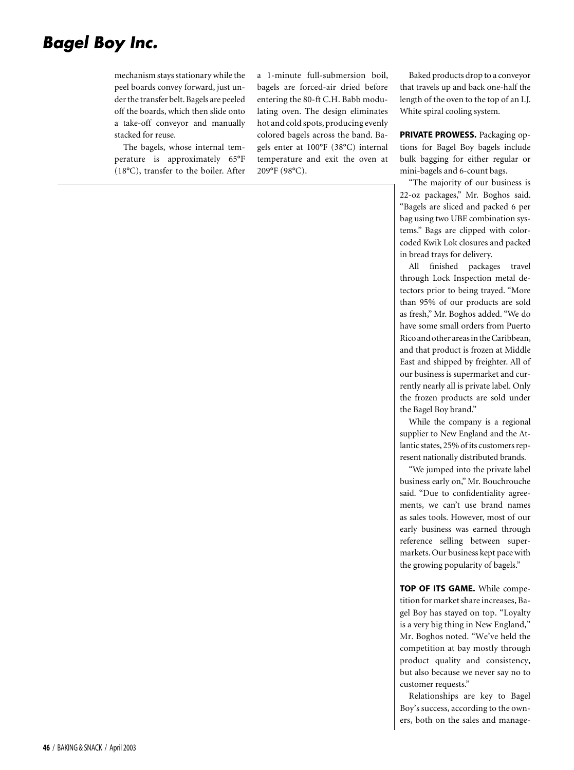mechanism stays stationary while the peel boards convey forward, just under the transfer belt. Bagels are peeled off the boards, which then slide onto a take-off conveyor and manually stacked for reuse.

The bagels, whose internal temperature is approximately 65°F (18°C), transfer to the boiler. After a 1-minute full-submersion boil, bagels are forced-air dried before entering the 80-ft C.H. Babb modulating oven. The design eliminates hot and cold spots, producing evenly colored bagels across the band. Bagels enter at 100°F (38°C) internal temperature and exit the oven at 209°F (98°C).

Baked products drop to a conveyor that travels up and back one-half the length of the oven to the top of an I.J. White spiral cooling system.

**PRIVATE PROWESS.** Packaging options for Bagel Boy bagels include bulk bagging for either regular or mini-bagels and 6-count bags.

"The majority of our business is 22-oz packages," Mr. Boghos said. "Bagels are sliced and packed 6 per bag using two UBE combination systems." Bags are clipped with color-coded Kwik Lok closures and packed in bread trays for delivery.

All finished packages travel through Lock Inspection metal detectors prior to being trayed. "More than 95% of our products are sold as fresh," Mr. Boghos added. "We do have some small orders from Puerto Rico and other areas in the Caribbean, and that product is frozen at Middle East and shipped by freighter. All of our business is supermarket and currently nearly all is private label. Only the frozen products are sold under the Bagel Boy brand."

While the company is a regional supplier to New England and the Atlantic states, 25% of its customers represent nationally distributed brands.

"We jumped into the private label business early on," Mr. Bouchrouche said. "Due to confidentiality agreements, we can't use brand names as sales tools. However, most of our early business was earned through reference selling between supermarkets. Our business kept pace with the growing popularity of bagels."

**TOP OF ITS GAME.** While competition for market share increases, Bagel Boy has stayed on top. "Loyalty is a very big thing in New England," Mr. Boghos noted. "We've held the competition at bay mostly through product quality and consistency, but also because we never say no to customer requests."

Relationships are key to Bagel Boy's success, according to the owners, both on the sales and manage-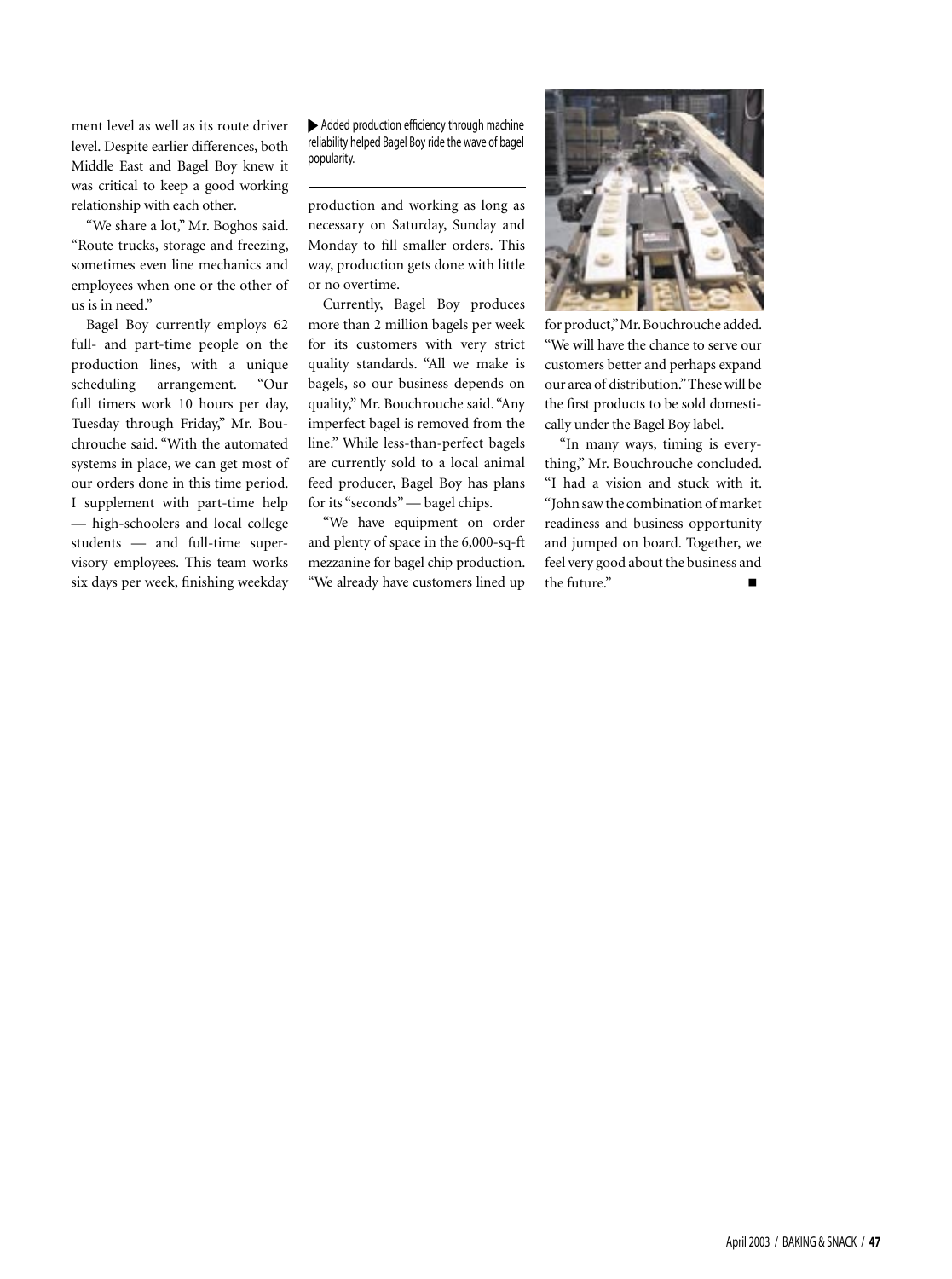ment level as well as its route driver level. Despite earlier differences, both Middle East and Bagel Boy knew it was critical to keep a good working relationship with each other.

"We share a lot," Mr. Boghos said. "Route trucks, storage and freezing, sometimes even line mechanics and employees when one or the other of us is in need."

Bagel Boy currently employs 62 full- and part-time people on the production lines, with a unique scheduling arrangement. "Our full timers work 10 hours per day, Tuesday through Friday," Mr. Bouchrouche said. "With the automated systems in place, we can get most of our orders done in this time period. I supplement with part-time help — high-schoolers and local college students — and full-time supervisory employees. This team works six days per week, finishing weekday production and working as long as necessary on Saturday, Sunday and Monday to fill smaller orders. This way, production gets done with little or no overtime.

▶ Added production efficiency through machine reliability helped Bagel Boy ride the wave of bagel popularity.

Currently, Bagel Boy produces more than 2 million bagels per week for its customers with very strict quality standards. "All we make is bagels, so our business depends on quality," Mr. Bouchrouche said. "Any imperfect bagel is removed from the line." While less-than-perfect bagels are currently sold to a local animal feed producer, Bagel Boy has plans for its "seconds" — bagel chips.

"We have equipment on order and plenty of space in the 6,000-sq-ft mezzanine for bagel chip production. "We already have customers lined up for product," Mr. Bouchrouche added. "We will have the chance to serve our customers better and perhaps expand our area of distribution." These will be the first products to be sold domestically under the Bagel Boy label.

"In many ways, timing is everything," Mr. Bouchrouche concluded. "I had a vision and stuck with it. "John saw the combination of market readiness and business opportunity and jumped on board. Together, we feel very good about the business and the future." ■